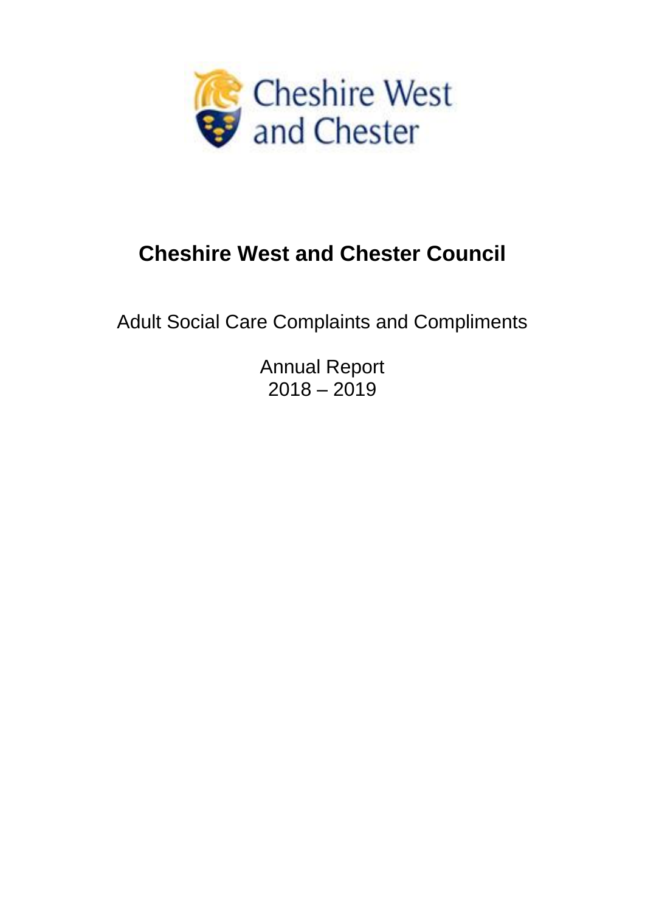# Cheshire West and Chester Council

Adult Social Care Complaints and Compliments

Annual Report
2018 – 2019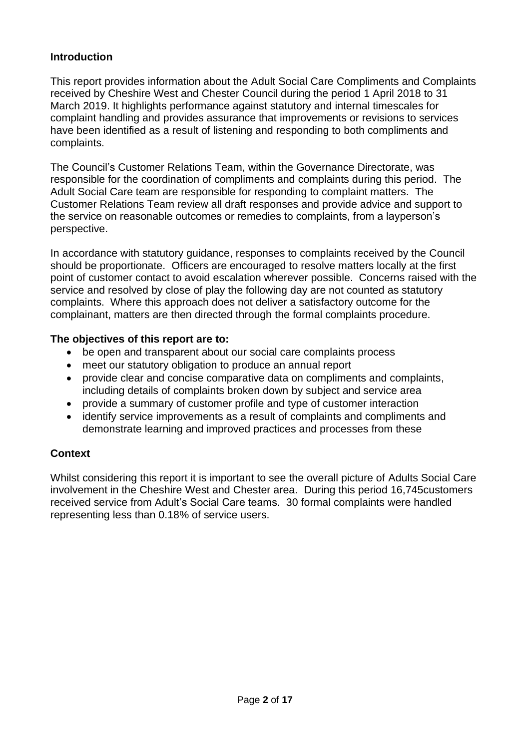## Introduction

This report provides information about the Adult Social Care Compliments and Complaints received by Cheshire West and Chester Council during the period 1 April 2018 to 31 March 2019. It highlights performance against statutory and internal timescales for complaint handling and provides assurance that improvements or revisions to services have been identified as a result of listening and responding to both compliments and complaints.

The Council's Customer Relations Team, within the Governance Directorate, was responsible for the coordination of compliments and complaints during this period. The Adult Social Care team are responsible for responding to complaint matters. The Customer Relations Team review all draft responses and provide advice and support to the service on reasonable outcomes or remedies to complaints, from a layperson's perspective.

In accordance with statutory guidance, responses to complaints received by the Council should be proportionate. Officers are encouraged to resolve matters locally at the first point of customer contact to avoid escalation wherever possible. Concerns raised with the service and resolved by close of play the following day are not counted as statutory complaints. Where this approach does not deliver a satisfactory outcome for the complainant, matters are then directed through the formal complaints procedure.

**The objectives of this report are to:**

- be open and transparent about our social care complaints process
- meet our statutory obligation to produce an annual report
- provide clear and concise comparative data on compliments and complaints, including details of complaints broken down by subject and service area
- provide a summary of customer profile and type of customer interaction
- identify service improvements as a result of complaints and compliments and demonstrate learning and improved practices and processes from these

## Context

Whilst considering this report it is important to see the overall picture of Adults Social Care involvement in the Cheshire West and Chester area. During this period 16,745customers received service from Adult's Social Care teams. 30 formal complaints were handled representing less than 0.18% of service users.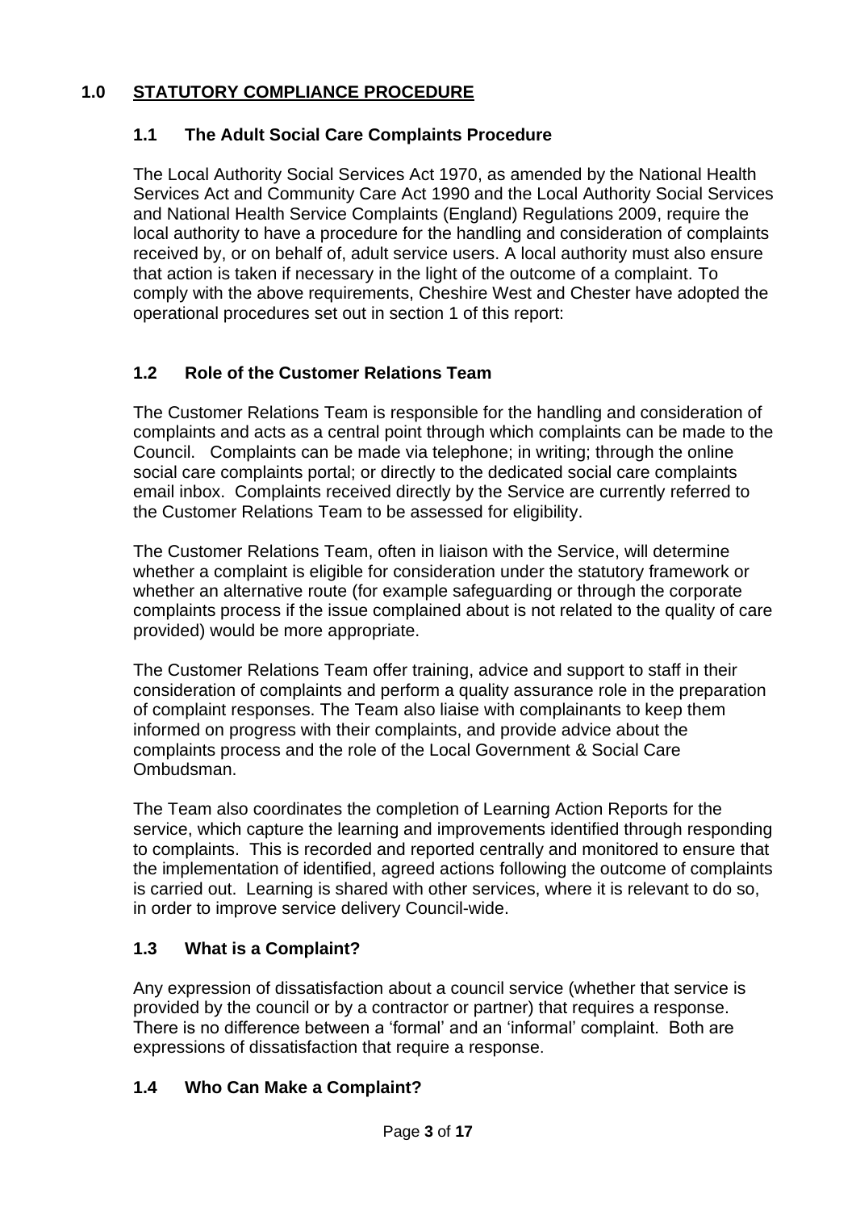# 1.0 STATUTORY COMPLIANCE PROCEDURE

## 1.1 The Adult Social Care Complaints Procedure

The Local Authority Social Services Act 1970, as amended by the National Health Services Act and Community Care Act 1990 and the Local Authority Social Services and National Health Service Complaints (England) Regulations 2009, require the local authority to have a procedure for the handling and consideration of complaints received by, or on behalf of, adult service users. A local authority must also ensure that action is taken if necessary in the light of the outcome of a complaint. To comply with the above requirements, Cheshire West and Chester have adopted the operational procedures set out in section 1 of this report:

## 1.2 Role of the Customer Relations Team

The Customer Relations Team is responsible for the handling and consideration of complaints and acts as a central point through which complaints can be made to the Council. Complaints can be made via telephone; in writing; through the online social care complaints portal; or directly to the dedicated social care complaints email inbox. Complaints received directly by the Service are currently referred to the Customer Relations Team to be assessed for eligibility.

The Customer Relations Team, often in liaison with the Service, will determine whether a complaint is eligible for consideration under the statutory framework or whether an alternative route (for example safeguarding or through the corporate complaints process if the issue complained about is not related to the quality of care provided) would be more appropriate.

The Customer Relations Team offer training, advice and support to staff in their consideration of complaints and perform a quality assurance role in the preparation of complaint responses. The Team also liaise with complainants to keep them informed on progress with their complaints, and provide advice about the complaints process and the role of the Local Government & Social Care Ombudsman.

The Team also coordinates the completion of Learning Action Reports for the service, which capture the learning and improvements identified through responding to complaints. This is recorded and reported centrally and monitored to ensure that the implementation of identified, agreed actions following the outcome of complaints is carried out. Learning is shared with other services, where it is relevant to do so, in order to improve service delivery Council-wide.

## 1.3 What is a Complaint?

Any expression of dissatisfaction about a council service (whether that service is provided by the council or by a contractor or partner) that requires a response. There is no difference between a 'formal' and an 'informal' complaint. Both are expressions of dissatisfaction that require a response.

## 1.4 Who Can Make a Complaint?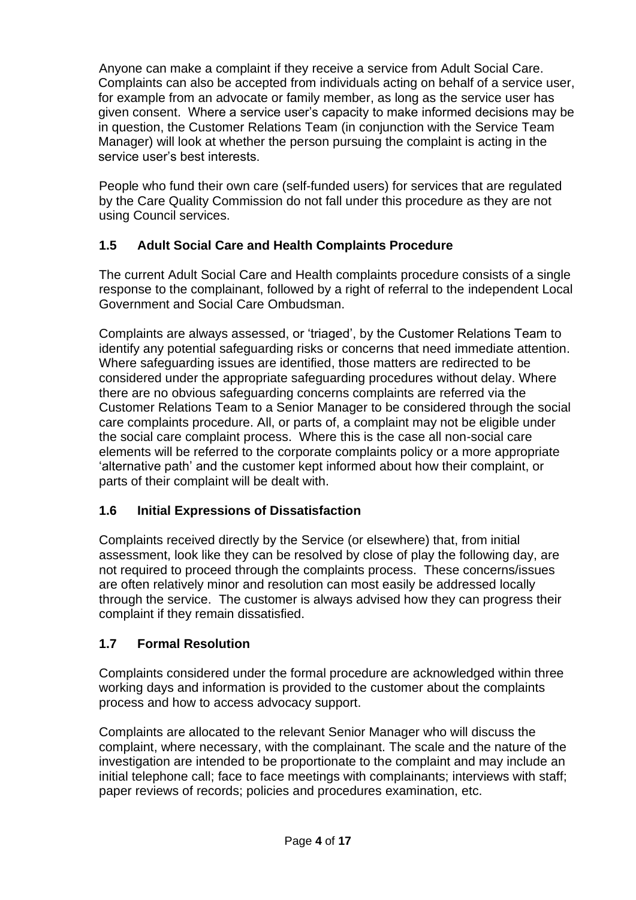Anyone can make a complaint if they receive a service from Adult Social Care. Complaints can also be accepted from individuals acting on behalf of a service user, for example from an advocate or family member, as long as the service user has given consent. Where a service user's capacity to make informed decisions may be in question, the Customer Relations Team (in conjunction with the Service Team Manager) will look at whether the person pursuing the complaint is acting in the service user's best interests.

People who fund their own care (self-funded users) for services that are regulated by the Care Quality Commission do not fall under this procedure as they are not using Council services.

### 1.5 Adult Social Care and Health Complaints Procedure

The current Adult Social Care and Health complaints procedure consists of a single response to the complainant, followed by a right of referral to the independent Local Government and Social Care Ombudsman.

Complaints are always assessed, or 'triaged', by the Customer Relations Team to identify any potential safeguarding risks or concerns that need immediate attention. Where safeguarding issues are identified, those matters are redirected to be considered under the appropriate safeguarding procedures without delay. Where there are no obvious safeguarding concerns complaints are referred via the Customer Relations Team to a Senior Manager to be considered through the social care complaints procedure. All, or parts of, a complaint may not be eligible under the social care complaint process. Where this is the case all non-social care elements will be referred to the corporate complaints policy or a more appropriate 'alternative path' and the customer kept informed about how their complaint, or parts of their complaint will be dealt with.

### 1.6 Initial Expressions of Dissatisfaction

Complaints received directly by the Service (or elsewhere) that, from initial assessment, look like they can be resolved by close of play the following day, are not required to proceed through the complaints process. These concerns/issues are often relatively minor and resolution can most easily be addressed locally through the service. The customer is always advised how they can progress their complaint if they remain dissatisfied.

### 1.7 Formal Resolution

Complaints considered under the formal procedure are acknowledged within three working days and information is provided to the customer about the complaints process and how to access advocacy support.

Complaints are allocated to the relevant Senior Manager who will discuss the complaint, where necessary, with the complainant. The scale and the nature of the investigation are intended to be proportionate to the complaint and may include an initial telephone call; face to face meetings with complainants; interviews with staff; paper reviews of records; policies and procedures examination, etc.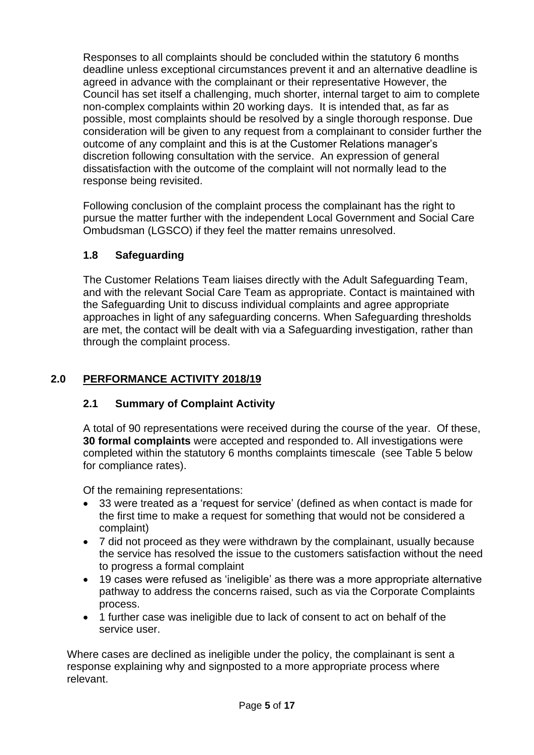Responses to all complaints should be concluded within the statutory 6 months deadline unless exceptional circumstances prevent it and an alternative deadline is agreed in advance with the complainant or their representative However, the Council has set itself a challenging, much shorter, internal target to aim to complete non-complex complaints within 20 working days. It is intended that, as far as possible, most complaints should be resolved by a single thorough response. Due consideration will be given to any request from a complainant to consider further the outcome of any complaint and this is at the Customer Relations manager's discretion following consultation with the service. An expression of general dissatisfaction with the outcome of the complaint will not normally lead to the response being revisited.

Following conclusion of the complaint process the complainant has the right to pursue the matter further with the independent Local Government and Social Care Ombudsman (LGSCO) if they feel the matter remains unresolved.

### 1.8 Safeguarding

The Customer Relations Team liaises directly with the Adult Safeguarding Team, and with the relevant Social Care Team as appropriate. Contact is maintained with the Safeguarding Unit to discuss individual complaints and agree appropriate approaches in light of any safeguarding concerns. When Safeguarding thresholds are met, the contact will be dealt with via a Safeguarding investigation, rather than through the complaint process.

## 2.0 PERFORMANCE ACTIVITY 2018/19

### 2.1 Summary of Complaint Activity

A total of 90 representations were received during the course of the year. Of these, **30 formal complaints** were accepted and responded to. All investigations were completed within the statutory 6 months complaints timescale (see Table 5 below for compliance rates).

Of the remaining representations:

- 33 were treated as a 'request for service' (defined as when contact is made for the first time to make a request for something that would not be considered a complaint)
- 7 did not proceed as they were withdrawn by the complainant, usually because the service has resolved the issue to the customers satisfaction without the need to progress a formal complaint
- 19 cases were refused as 'ineligible' as there was a more appropriate alternative pathway to address the concerns raised, such as via the Corporate Complaints process.
- 1 further case was ineligible due to lack of consent to act on behalf of the service user.

Where cases are declined as ineligible under the policy, the complainant is sent a response explaining why and signposted to a more appropriate process where relevant.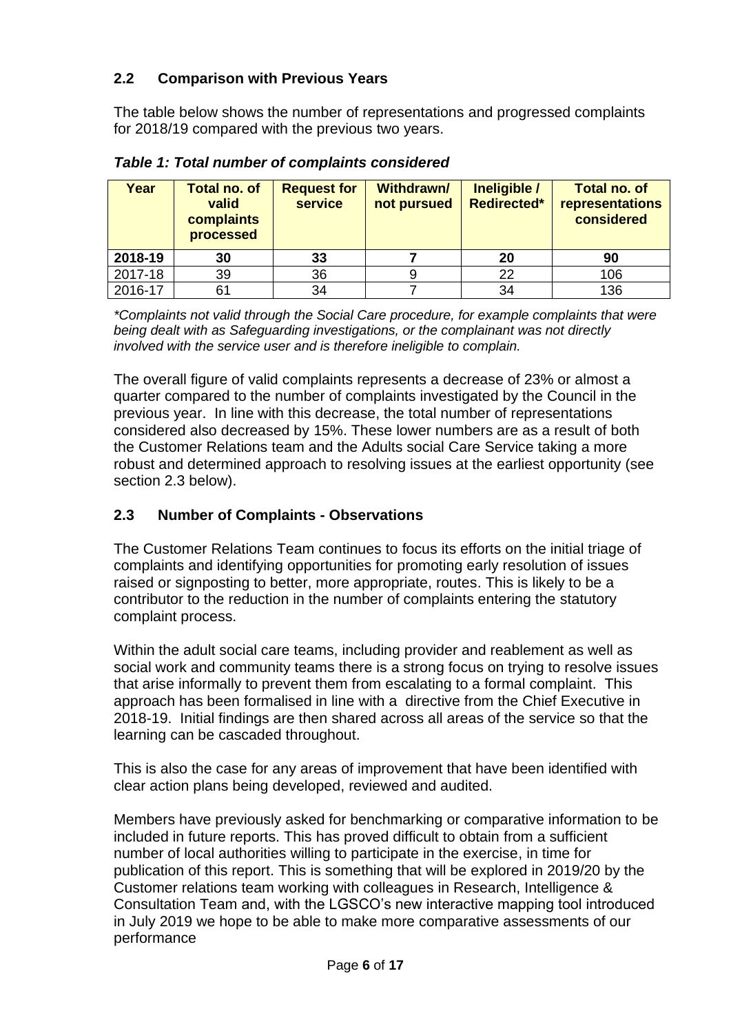## 2.2 Comparison with Previous Years

The table below shows the number of representations and progressed complaints for 2018/19 compared with the previous two years.

***Table 1: Total number of complaints considered***

| Year | Total no. of valid complaints processed | Request for service | Withdrawn/ not pursued | Ineligible / Redirected* | Total no. of representations considered |
|---|---|---|---|---|---|
| **2018-19** | **30** | **33** | **7** | **20** | **90** |
| 2017-18 | 39 | 36 | 9 | 22 | 106 |
| 2016-17 | 61 | 34 | 7 | 34 | 136 |

*\*Complaints not valid through the Social Care procedure, for example complaints that were being dealt with as Safeguarding investigations, or the complainant was not directly involved with the service user and is therefore ineligible to complain.*

The overall figure of valid complaints represents a decrease of 23% or almost a quarter compared to the number of complaints investigated by the Council in the previous year. In line with this decrease, the total number of representations considered also decreased by 15%. These lower numbers are as a result of both the Customer Relations team and the Adults social Care Service taking a more robust and determined approach to resolving issues at the earliest opportunity (see section 2.3 below).

## 2.3 Number of Complaints - Observations

The Customer Relations Team continues to focus its efforts on the initial triage of complaints and identifying opportunities for promoting early resolution of issues raised or signposting to better, more appropriate, routes. This is likely to be a contributor to the reduction in the number of complaints entering the statutory complaint process.

Within the adult social care teams, including provider and reablement as well as social work and community teams there is a strong focus on trying to resolve issues that arise informally to prevent them from escalating to a formal complaint. This approach has been formalised in line with a directive from the Chief Executive in 2018-19. Initial findings are then shared across all areas of the service so that the learning can be cascaded throughout.

This is also the case for any areas of improvement that have been identified with clear action plans being developed, reviewed and audited.

Members have previously asked for benchmarking or comparative information to be included in future reports. This has proved difficult to obtain from a sufficient number of local authorities willing to participate in the exercise, in time for publication of this report. This is something that will be explored in 2019/20 by the Customer relations team working with colleagues in Research, Intelligence & Consultation Team and, with the LGSCO's new interactive mapping tool introduced in July 2019 we hope to be able to make more comparative assessments of our performance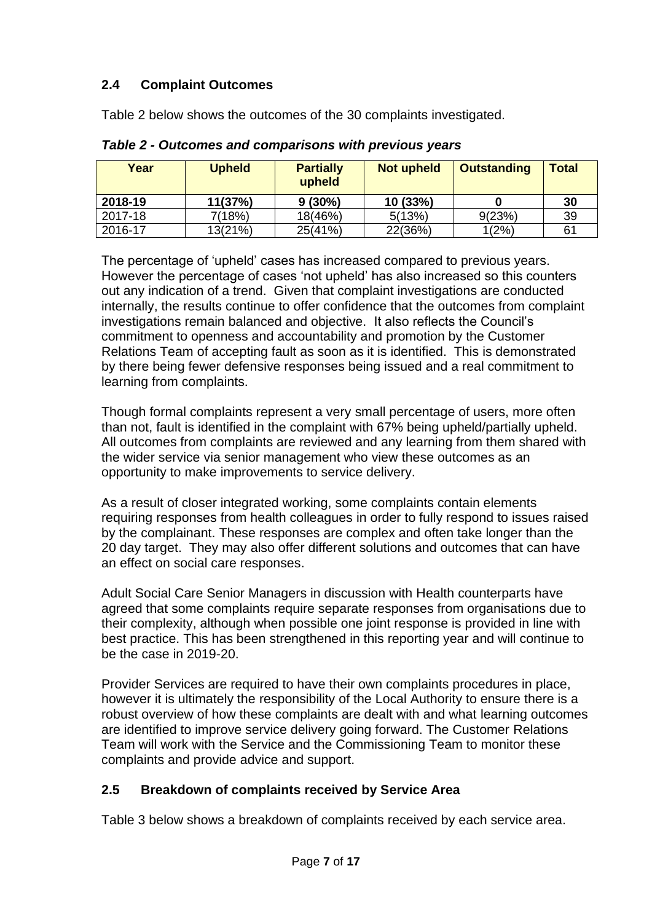### 2.4 Complaint Outcomes

Table 2 below shows the outcomes of the 30 complaints investigated.

***Table 2 - Outcomes and comparisons with previous years***

| Year | Upheld | Partially upheld | Not upheld | Outstanding | Total |
|---|---|---|---|---|---|
| **2018-19** | **11(37%)** | **9 (30%)** | **10 (33%)** | **0** | **30** |
| 2017-18 | 7(18%) | 18(46%) | 5(13%) | 9(23%) | 39 |
| 2016-17 | 13(21%) | 25(41%) | 22(36%) | 1(2%) | 61 |

The percentage of 'upheld' cases has increased compared to previous years. However the percentage of cases 'not upheld' has also increased so this counters out any indication of a trend. Given that complaint investigations are conducted internally, the results continue to offer confidence that the outcomes from complaint investigations remain balanced and objective. It also reflects the Council's commitment to openness and accountability and promotion by the Customer Relations Team of accepting fault as soon as it is identified. This is demonstrated by there being fewer defensive responses being issued and a real commitment to learning from complaints.

Though formal complaints represent a very small percentage of users, more often than not, fault is identified in the complaint with 67% being upheld/partially upheld. All outcomes from complaints are reviewed and any learning from them shared with the wider service via senior management who view these outcomes as an opportunity to make improvements to service delivery.

As a result of closer integrated working, some complaints contain elements requiring responses from health colleagues in order to fully respond to issues raised by the complainant. These responses are complex and often take longer than the 20 day target. They may also offer different solutions and outcomes that can have an effect on social care responses.

Adult Social Care Senior Managers in discussion with Health counterparts have agreed that some complaints require separate responses from organisations due to their complexity, although when possible one joint response is provided in line with best practice. This has been strengthened in this reporting year and will continue to be the case in 2019-20.

Provider Services are required to have their own complaints procedures in place, however it is ultimately the responsibility of the Local Authority to ensure there is a robust overview of how these complaints are dealt with and what learning outcomes are identified to improve service delivery going forward. The Customer Relations Team will work with the Service and the Commissioning Team to monitor these complaints and provide advice and support.

### 2.5 Breakdown of complaints received by Service Area

Table 3 below shows a breakdown of complaints received by each service area.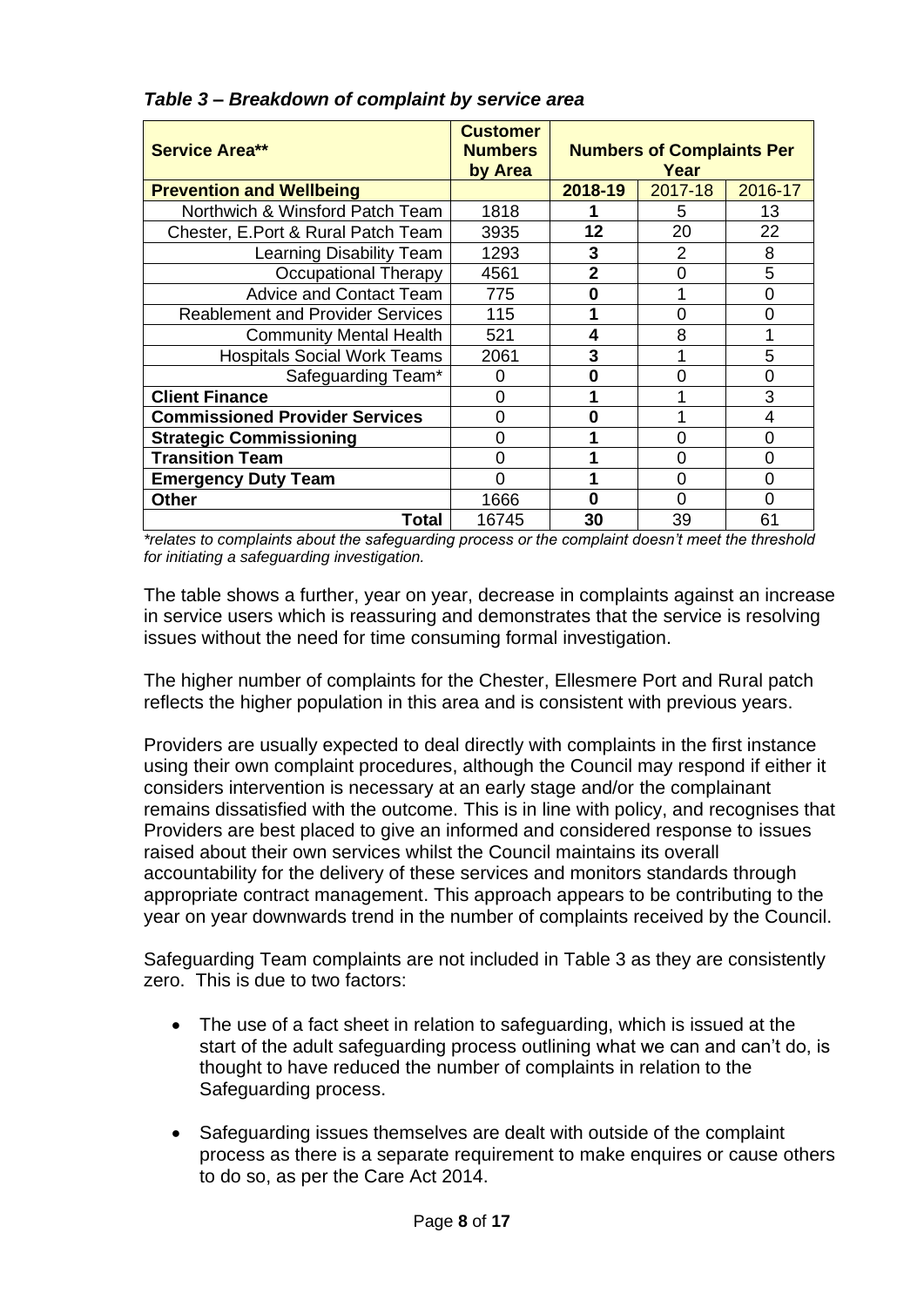***Table 3 – Breakdown of complaint by service area***

| **Service Area**** | **Customer Numbers by Area** | **Numbers of Complaints Per Year** | | |
|---|---|---|---|---|
| **Prevention and Wellbeing** | | **2018-19** | 2017-18 | 2016-17 |
| Northwich & Winsford Patch Team | 1818 | **1** | 5 | 13 |
| Chester, E.Port & Rural Patch Team | 3935 | **12** | 20 | 22 |
| Learning Disability Team | 1293 | **3** | 2 | 8 |
| Occupational Therapy | 4561 | **2** | 0 | 5 |
| Advice and Contact Team | 775 | **0** | 1 | 0 |
| Reablement and Provider Services | 115 | **1** | 0 | 0 |
| Community Mental Health | 521 | **4** | 8 | 1 |
| Hospitals Social Work Teams | 2061 | **3** | 1 | 5 |
| Safeguarding Team* | 0 | **0** | 0 | 0 |
| **Client Finance** | 0 | **1** | 1 | 3 |
| **Commissioned Provider Services** | 0 | **0** | 1 | 4 |
| **Strategic Commissioning** | 0 | **1** | 0 | 0 |
| **Transition Team** | 0 | **1** | 0 | 0 |
| **Emergency Duty Team** | 0 | **1** | 0 | 0 |
| **Other** | 1666 | **0** | 0 | 0 |
| **Total** | 16745 | **30** | 39 | 61 |

*\*relates to complaints about the safeguarding process or the complaint doesn't meet the threshold for initiating a safeguarding investigation.*

The table shows a further, year on year, decrease in complaints against an increase in service users which is reassuring and demonstrates that the service is resolving issues without the need for time consuming formal investigation.

The higher number of complaints for the Chester, Ellesmere Port and Rural patch reflects the higher population in this area and is consistent with previous years.

Providers are usually expected to deal directly with complaints in the first instance using their own complaint procedures, although the Council may respond if either it considers intervention is necessary at an early stage and/or the complainant remains dissatisfied with the outcome. This is in line with policy, and recognises that Providers are best placed to give an informed and considered response to issues raised about their own services whilst the Council maintains its overall accountability for the delivery of these services and monitors standards through appropriate contract management. This approach appears to be contributing to the year on year downwards trend in the number of complaints received by the Council.

Safeguarding Team complaints are not included in Table 3 as they are consistently zero. This is due to two factors:

- The use of a fact sheet in relation to safeguarding, which is issued at the start of the adult safeguarding process outlining what we can and can't do, is thought to have reduced the number of complaints in relation to the Safeguarding process.
- Safeguarding issues themselves are dealt with outside of the complaint process as there is a separate requirement to make enquires or cause others to do so, as per the Care Act 2014.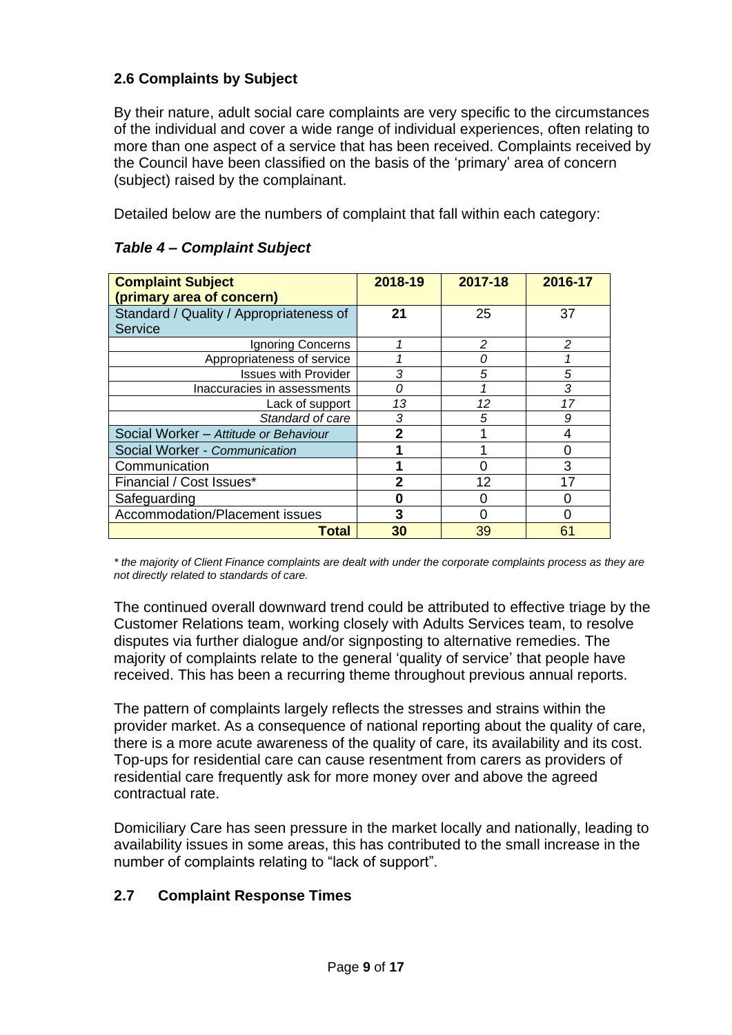## 2.6 Complaints by Subject

By their nature, adult social care complaints are very specific to the circumstances of the individual and cover a wide range of individual experiences, often relating to more than one aspect of a service that has been received. Complaints received by the Council have been classified on the basis of the 'primary' area of concern (subject) raised by the complainant.

Detailed below are the numbers of complaint that fall within each category:

***Table 4 – Complaint Subject***

| **Complaint Subject (primary area of concern)** | **2018-19** | **2017-18** | **2016-17** |
|---|---|---|---|
| Standard / Quality / Appropriateness of Service | **21** | 25 | 37 |
| Ignoring Concerns | *1* | *2* | *2* |
| Appropriateness of service | *1* | *0* | *1* |
| Issues with Provider | *3* | *5* | *5* |
| Inaccuracies in assessments | *0* | *1* | *3* |
| Lack of support | *13* | *12* | *17* |
| *Standard of care* | *3* | *5* | *9* |
| Social Worker – *Attitude or Behaviour* | **2** | 1 | 4 |
| Social Worker - *Communication* | **1** | 1 | 0 |
| Communication | **1** | 0 | 3 |
| Financial / Cost Issues* | **2** | 12 | 17 |
| Safeguarding | **0** | 0 | 0 |
| Accommodation/Placement issues | **3** | 0 | 0 |
| **Total** | **30** | 39 | 61 |

*\* the majority of Client Finance complaints are dealt with under the corporate complaints process as they are not directly related to standards of care.*

The continued overall downward trend could be attributed to effective triage by the Customer Relations team, working closely with Adults Services team, to resolve disputes via further dialogue and/or signposting to alternative remedies. The majority of complaints relate to the general 'quality of service' that people have received. This has been a recurring theme throughout previous annual reports.

The pattern of complaints largely reflects the stresses and strains within the provider market. As a consequence of national reporting about the quality of care, there is a more acute awareness of the quality of care, its availability and its cost. Top-ups for residential care can cause resentment from carers as providers of residential care frequently ask for more money over and above the agreed contractual rate.

Domiciliary Care has seen pressure in the market locally and nationally, leading to availability issues in some areas, this has contributed to the small increase in the number of complaints relating to "lack of support".

## 2.7 Complaint Response Times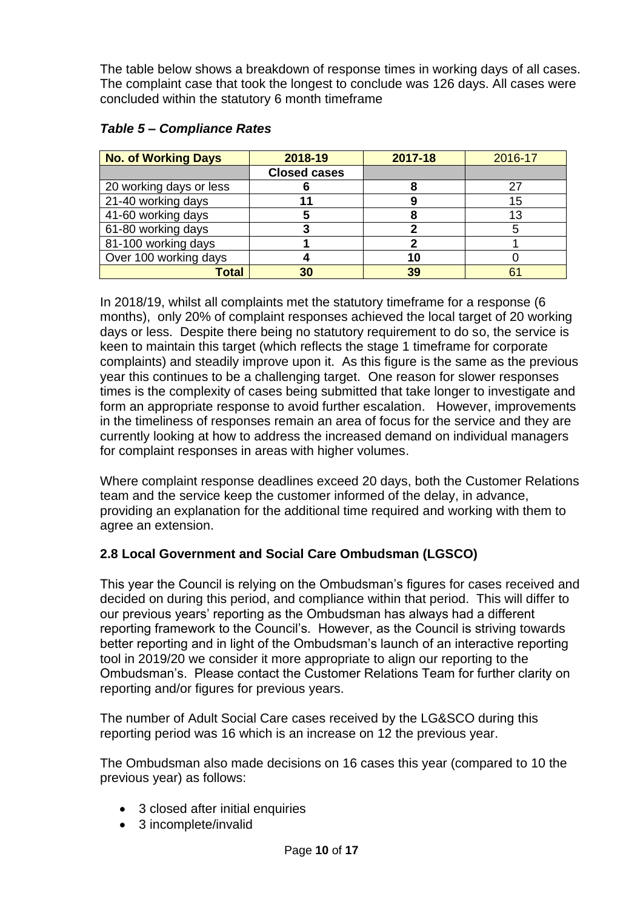The table below shows a breakdown of response times in working days of all cases. The complaint case that took the longest to conclude was 126 days. All cases were concluded within the statutory 6 month timeframe

***Table 5 – Compliance Rates***

| **No. of Working Days** | **2018-19** | **2017-18** | 2016-17 |
|---|---|---|---|
| | **Closed cases** | | |
| 20 working days or less | **6** | **8** | 27 |
| 21-40 working days | **11** | **9** | 15 |
| 41-60 working days | **5** | **8** | 13 |
| 61-80 working days | **3** | **2** | 5 |
| 81-100 working days | **1** | **2** | 1 |
| Over 100 working days | **4** | **10** | 0 |
| **Total** | **30** | **39** | 61 |

In 2018/19, whilst all complaints met the statutory timeframe for a response (6 months), only 20% of complaint responses achieved the local target of 20 working days or less. Despite there being no statutory requirement to do so, the service is keen to maintain this target (which reflects the stage 1 timeframe for corporate complaints) and steadily improve upon it. As this figure is the same as the previous year this continues to be a challenging target. One reason for slower responses times is the complexity of cases being submitted that take longer to investigate and form an appropriate response to avoid further escalation. However, improvements in the timeliness of responses remain an area of focus for the service and they are currently looking at how to address the increased demand on individual managers for complaint responses in areas with higher volumes.

Where complaint response deadlines exceed 20 days, both the Customer Relations team and the service keep the customer informed of the delay, in advance, providing an explanation for the additional time required and working with them to agree an extension.

### 2.8 Local Government and Social Care Ombudsman (LGSCO)

This year the Council is relying on the Ombudsman's figures for cases received and decided on during this period, and compliance within that period. This will differ to our previous years' reporting as the Ombudsman has always had a different reporting framework to the Council's. However, as the Council is striving towards better reporting and in light of the Ombudsman's launch of an interactive reporting tool in 2019/20 we consider it more appropriate to align our reporting to the Ombudsman's. Please contact the Customer Relations Team for further clarity on reporting and/or figures for previous years.

The number of Adult Social Care cases received by the LG&SCO during this reporting period was 16 which is an increase on 12 the previous year.

The Ombudsman also made decisions on 16 cases this year (compared to 10 the previous year) as follows:

- 3 closed after initial enquiries
- 3 incomplete/invalid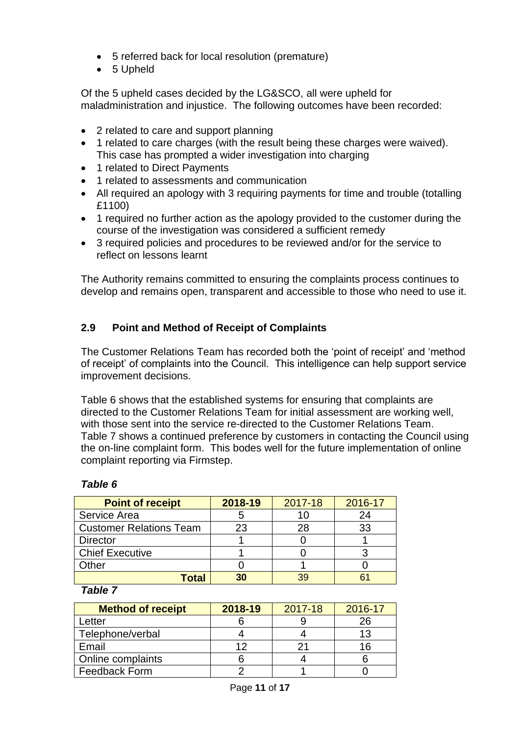- 5 referred back for local resolution (premature)
- 5 Upheld

Of the 5 upheld cases decided by the LG&SCO, all were upheld for maladministration and injustice. The following outcomes have been recorded:

- 2 related to care and support planning
- 1 related to care charges (with the result being these charges were waived). This case has prompted a wider investigation into charging
- 1 related to Direct Payments
- 1 related to assessments and communication
- All required an apology with 3 requiring payments for time and trouble (totalling £1100)
- 1 required no further action as the apology provided to the customer during the course of the investigation was considered a sufficient remedy
- 3 required policies and procedures to be reviewed and/or for the service to reflect on lessons learnt

The Authority remains committed to ensuring the complaints process continues to develop and remains open, transparent and accessible to those who need to use it.

## 2.9 Point and Method of Receipt of Complaints

The Customer Relations Team has recorded both the 'point of receipt' and 'method of receipt' of complaints into the Council. This intelligence can help support service improvement decisions.

Table 6 shows that the established systems for ensuring that complaints are directed to the Customer Relations Team for initial assessment are working well, with those sent into the service re-directed to the Customer Relations Team. Table 7 shows a continued preference by customers in contacting the Council using the on-line complaint form. This bodes well for the future implementation of online complaint reporting via Firmstep.

***Table 6***

| Point of receipt | 2018-19 | 2017-18 | 2016-17 |
|---|---|---|---|
| Service Area | 5 | 10 | 24 |
| Customer Relations Team | 23 | 28 | 33 |
| Director | 1 | 0 | 1 |
| Chief Executive | 1 | 0 | 3 |
| Other | 0 | 1 | 0 |
| **Total** | **30** | 39 | 61 |

***Table 7***

| Method of receipt | 2018-19 | 2017-18 | 2016-17 |
|---|---|---|---|
| Letter | 6 | 9 | 26 |
| Telephone/verbal | 4 | 4 | 13 |
| Email | 12 | 21 | 16 |
| Online complaints | 6 | 4 | 6 |
| Feedback Form | 2 | 1 | 0 |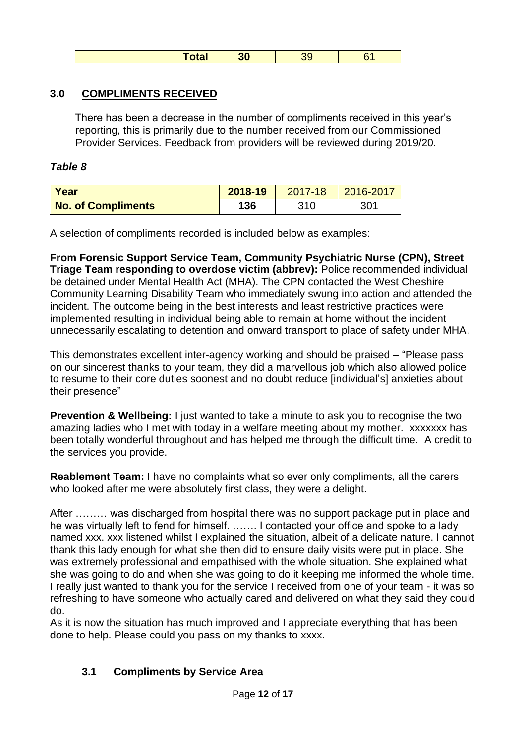| Total | 30 | 39 | 61 |
|---|---|---|---|

## 3.0 COMPLIMENTS RECEIVED

There has been a decrease in the number of compliments received in this year's reporting, this is primarily due to the number received from our Commissioned Provider Services. Feedback from providers will be reviewed during 2019/20.

### *Table 8*

| Year | 2018-19 | 2017-18 | 2016-2017 |
|---|---|---|---|
| **No. of Compliments** | **136** | 310 | 301 |

A selection of compliments recorded is included below as examples:

**From Forensic Support Service Team, Community Psychiatric Nurse (CPN), Street Triage Team responding to overdose victim (abbrev):** Police recommended individual be detained under Mental Health Act (MHA). The CPN contacted the West Cheshire Community Learning Disability Team who immediately swung into action and attended the incident. The outcome being in the best interests and least restrictive practices were implemented resulting in individual being able to remain at home without the incident unnecessarily escalating to detention and onward transport to place of safety under MHA.

This demonstrates excellent inter-agency working and should be praised – "Please pass on our sincerest thanks to your team, they did a marvellous job which also allowed police to resume to their core duties soonest and no doubt reduce [individual's] anxieties about their presence"

**Prevention & Wellbeing:** I just wanted to take a minute to ask you to recognise the two amazing ladies who I met with today in a welfare meeting about my mother. xxxxxxx has been totally wonderful throughout and has helped me through the difficult time. A credit to the services you provide.

**Reablement Team:** I have no complaints what so ever only compliments, all the carers who looked after me were absolutely first class, they were a delight.

After ……… was discharged from hospital there was no support package put in place and he was virtually left to fend for himself. ……. I contacted your office and spoke to a lady named xxx. xxx listened whilst I explained the situation, albeit of a delicate nature. I cannot thank this lady enough for what she then did to ensure daily visits were put in place. She was extremely professional and empathised with the whole situation. She explained what she was going to do and when she was going to do it keeping me informed the whole time. I really just wanted to thank you for the service I received from one of your team - it was so refreshing to have someone who actually cared and delivered on what they said they could do.
As it is now the situation has much improved and I appreciate everything that has been done to help. Please could you pass on my thanks to xxxx.

### 3.1 Compliments by Service Area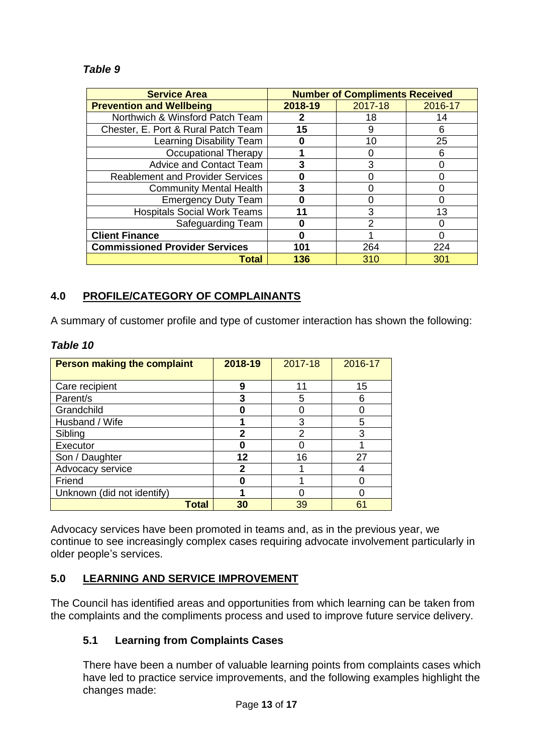*Table 9*

| Service Area | Number of Compliments Received | | |
|---|---|---|---|
| **Prevention and Wellbeing** | **2018-19** | 2017-18 | 2016-17 |
| Northwich & Winsford Patch Team | **2** | 18 | 14 |
| Chester, E. Port & Rural Patch Team | **15** | 9 | 6 |
| Learning Disability Team | **0** | 10 | 25 |
| Occupational Therapy | **1** | 0 | 6 |
| Advice and Contact Team | **3** | 3 | 0 |
| Reablement and Provider Services | **0** | 0 | 0 |
| Community Mental Health | **3** | 0 | 0 |
| Emergency Duty Team | **0** | 0 | 0 |
| Hospitals Social Work Teams | **11** | 3 | 13 |
| Safeguarding Team | **0** | 2 | 0 |
| **Client Finance** | **0** | 1 | 0 |
| **Commissioned Provider Services** | **101** | 264 | 224 |
| **Total** | **136** | 310 | 301 |

## 4.0 PROFILE/CATEGORY OF COMPLAINANTS

A summary of customer profile and type of customer interaction has shown the following:

*Table 10*

| Person making the complaint | 2018-19 | 2017-18 | 2016-17 |
|---|---|---|---|
| Care recipient | **9** | 11 | 15 |
| Parent/s | **3** | 5 | 6 |
| Grandchild | **0** | 0 | 0 |
| Husband / Wife | **1** | 3 | 5 |
| Sibling | **2** | 2 | 3 |
| Executor | **0** | 0 | 1 |
| Son / Daughter | **12** | 16 | 27 |
| Advocacy service | **2** | 1 | 4 |
| Friend | **0** | 1 | 0 |
| Unknown (did not identify) | **1** | 0 | 0 |
| **Total** | **30** | 39 | 61 |

Advocacy services have been promoted in teams and, as in the previous year, we continue to see increasingly complex cases requiring advocate involvement particularly in older people's services.

## 5.0 LEARNING AND SERVICE IMPROVEMENT

The Council has identified areas and opportunities from which learning can be taken from the complaints and the compliments process and used to improve future service delivery.

### 5.1 Learning from Complaints Cases

There have been a number of valuable learning points from complaints cases which have led to practice service improvements, and the following examples highlight the changes made: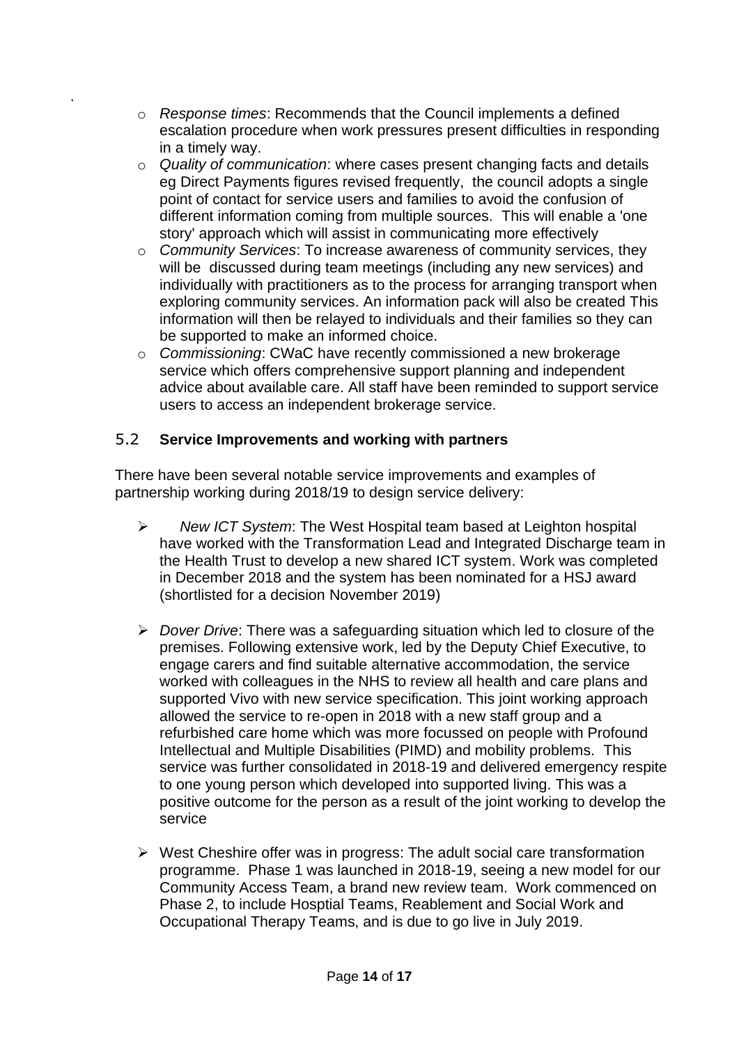- *Response times*: Recommends that the Council implements a defined escalation procedure when work pressures present difficulties in responding in a timely way.
- *Quality of communication*: where cases present changing facts and details eg Direct Payments figures revised frequently, the council adopts a single point of contact for service users and families to avoid the confusion of different information coming from multiple sources. This will enable a 'one story' approach which will assist in communicating more effectively
- *Community Services*: To increase awareness of community services, they will be discussed during team meetings (including any new services) and individually with practitioners as to the process for arranging transport when exploring community services. An information pack will also be created This information will then be relayed to individuals and their families so they can be supported to make an informed choice.
- *Commissioning*: CWaC have recently commissioned a new brokerage service which offers comprehensive support planning and independent advice about available care. All staff have been reminded to support service users to access an independent brokerage service.

### 5.2 Service Improvements and working with partners

There have been several notable service improvements and examples of partnership working during 2018/19 to design service delivery:

- *New ICT System*: The West Hospital team based at Leighton hospital have worked with the Transformation Lead and Integrated Discharge team in the Health Trust to develop a new shared ICT system. Work was completed in December 2018 and the system has been nominated for a HSJ award (shortlisted for a decision November 2019)

- *Dover Drive*: There was a safeguarding situation which led to closure of the premises. Following extensive work, led by the Deputy Chief Executive, to engage carers and find suitable alternative accommodation, the service worked with colleagues in the NHS to review all health and care plans and supported Vivo with new service specification. This joint working approach allowed the service to re-open in 2018 with a new staff group and a refurbished care home which was more focussed on people with Profound Intellectual and Multiple Disabilities (PIMD) and mobility problems. This service was further consolidated in 2018-19 and delivered emergency respite to one young person which developed into supported living. This was a positive outcome for the person as a result of the joint working to develop the service

- West Cheshire offer was in progress: The adult social care transformation programme. Phase 1 was launched in 2018-19, seeing a new model for our Community Access Team, a brand new review team. Work commenced on Phase 2, to include Hosptial Teams, Reablement and Social Work and Occupational Therapy Teams, and is due to go live in July 2019.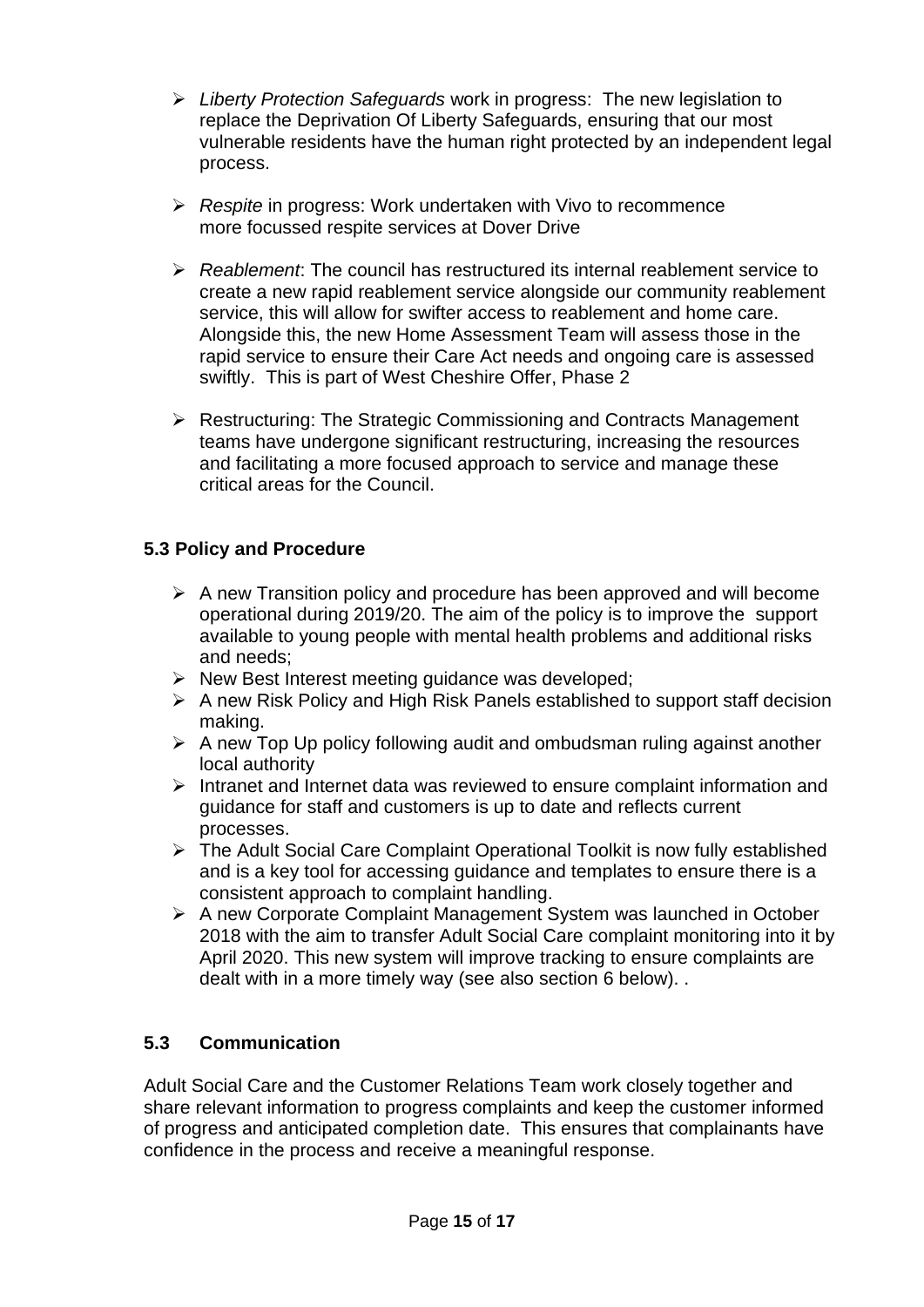- *Liberty Protection Safeguards* work in progress:  The new legislation to replace the Deprivation Of Liberty Safeguards, ensuring that our most vulnerable residents have the human right protected by an independent legal process.

- *Respite* in progress: Work undertaken with Vivo to recommence more focussed respite services at Dover Drive

- *Reablement*: The council has restructured its internal reablement service to create a new rapid reablement service alongside our community reablement service, this will allow for swifter access to reablement and home care. Alongside this, the new Home Assessment Team will assess those in the rapid service to ensure their Care Act needs and ongoing care is assessed swiftly.  This is part of West Cheshire Offer, Phase 2

- Restructuring: The Strategic Commissioning and Contracts Management teams have undergone significant restructuring, increasing the resources and facilitating a more focused approach to service and manage these critical areas for the Council.

### 5.3 Policy and Procedure

- A new Transition policy and procedure has been approved and will become operational during 2019/20. The aim of the policy is to improve the  support available to young people with mental health problems and additional risks and needs;
- New Best Interest meeting guidance was developed;
- A new Risk Policy and High Risk Panels established to support staff decision making.
- A new Top Up policy following audit and ombudsman ruling against another local authority
- Intranet and Internet data was reviewed to ensure complaint information and guidance for staff and customers is up to date and reflects current processes.
- The Adult Social Care Complaint Operational Toolkit is now fully established and is a key tool for accessing guidance and templates to ensure there is a consistent approach to complaint handling.
- A new Corporate Complaint Management System was launched in October 2018 with the aim to transfer Adult Social Care complaint monitoring into it by April 2020. This new system will improve tracking to ensure complaints are dealt with in a more timely way (see also section 6 below). .

### 5.3 Communication

Adult Social Care and the Customer Relations Team work closely together and share relevant information to progress complaints and keep the customer informed of progress and anticipated completion date.  This ensures that complainants have confidence in the process and receive a meaningful response.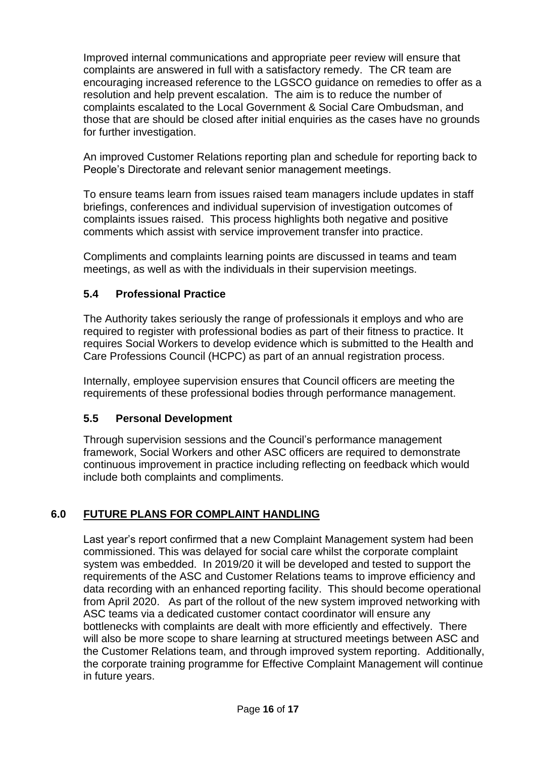Improved internal communications and appropriate peer review will ensure that complaints are answered in full with a satisfactory remedy. The CR team are encouraging increased reference to the LGSCO guidance on remedies to offer as a resolution and help prevent escalation. The aim is to reduce the number of complaints escalated to the Local Government & Social Care Ombudsman, and those that are should be closed after initial enquiries as the cases have no grounds for further investigation.

An improved Customer Relations reporting plan and schedule for reporting back to People's Directorate and relevant senior management meetings.

To ensure teams learn from issues raised team managers include updates in staff briefings, conferences and individual supervision of investigation outcomes of complaints issues raised. This process highlights both negative and positive comments which assist with service improvement transfer into practice.

Compliments and complaints learning points are discussed in teams and team meetings, as well as with the individuals in their supervision meetings.

### 5.4 Professional Practice

The Authority takes seriously the range of professionals it employs and who are required to register with professional bodies as part of their fitness to practice. It requires Social Workers to develop evidence which is submitted to the Health and Care Professions Council (HCPC) as part of an annual registration process.

Internally, employee supervision ensures that Council officers are meeting the requirements of these professional bodies through performance management.

### 5.5 Personal Development

Through supervision sessions and the Council's performance management framework, Social Workers and other ASC officers are required to demonstrate continuous improvement in practice including reflecting on feedback which would include both complaints and compliments.

## 6.0 FUTURE PLANS FOR COMPLAINT HANDLING

Last year's report confirmed that a new Complaint Management system had been commissioned. This was delayed for social care whilst the corporate complaint system was embedded. In 2019/20 it will be developed and tested to support the requirements of the ASC and Customer Relations teams to improve efficiency and data recording with an enhanced reporting facility. This should become operational from April 2020. As part of the rollout of the new system improved networking with ASC teams via a dedicated customer contact coordinator will ensure any bottlenecks with complaints are dealt with more efficiently and effectively. There will also be more scope to share learning at structured meetings between ASC and the Customer Relations team, and through improved system reporting. Additionally, the corporate training programme for Effective Complaint Management will continue in future years.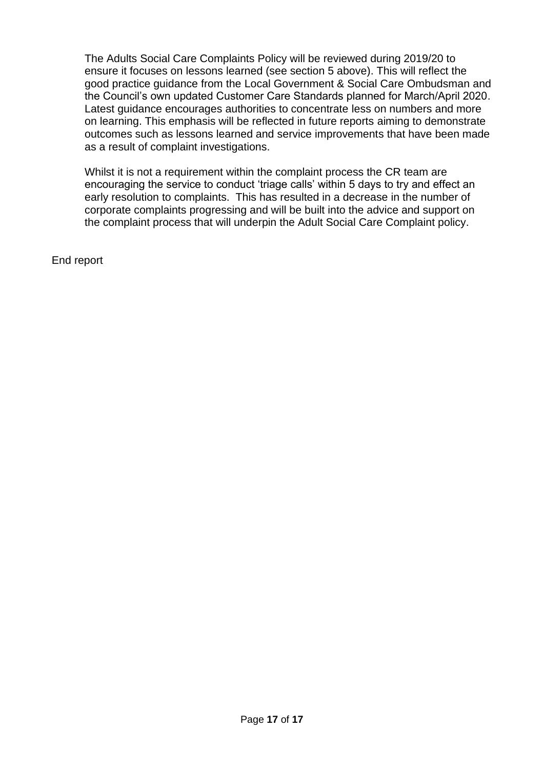The Adults Social Care Complaints Policy will be reviewed during 2019/20 to ensure it focuses on lessons learned (see section 5 above). This will reflect the good practice guidance from the Local Government & Social Care Ombudsman and the Council's own updated Customer Care Standards planned for March/April 2020. Latest guidance encourages authorities to concentrate less on numbers and more on learning. This emphasis will be reflected in future reports aiming to demonstrate outcomes such as lessons learned and service improvements that have been made as a result of complaint investigations.

Whilst it is not a requirement within the complaint process the CR team are encouraging the service to conduct 'triage calls' within 5 days to try and effect an early resolution to complaints. This has resulted in a decrease in the number of corporate complaints progressing and will be built into the advice and support on the complaint process that will underpin the Adult Social Care Complaint policy.

End report